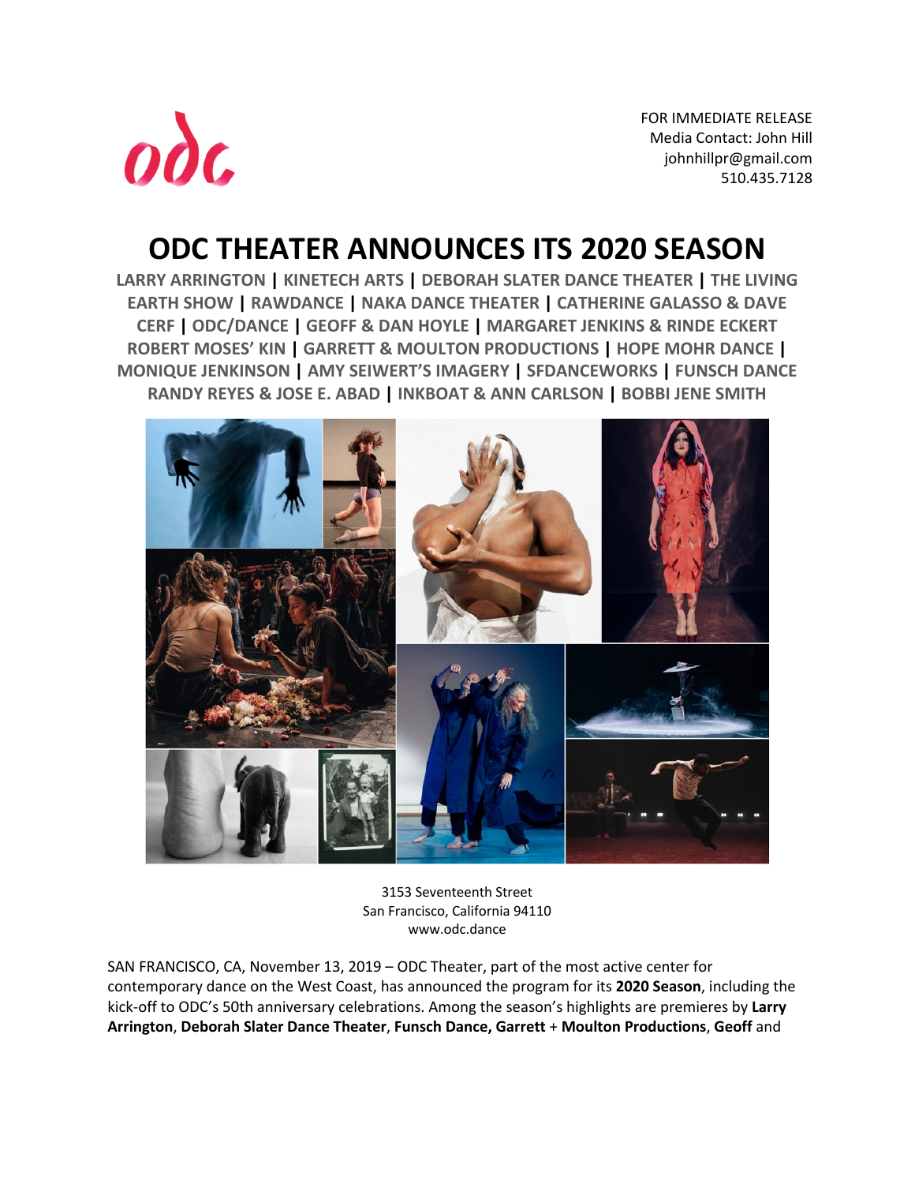odc

FOR IMMEDIATE RELEASE
Media Contact: John Hill
johnhillpr@gmail.com
510.435.7128

# ODC THEATER ANNOUNCES ITS 2020 SEASON

**LARRY ARRINGTON | KINETECH ARTS | DEBORAH SLATER DANCE THEATER | THE LIVING EARTH SHOW | RAWDANCE | NAKA DANCE THEATER | CATHERINE GALASSO & DAVE CERF | ODC/DANCE | GEOFF & DAN HOYLE | MARGARET JENKINS & RINDE ECKERT ROBERT MOSES' KIN | GARRETT & MOULTON PRODUCTIONS | HOPE MOHR DANCE | MONIQUE JENKINSON | AMY SEIWERT'S IMAGERY | SFDANCEWORKS | FUNSCH DANCE RANDY REYES & JOSE E. ABAD | INKBOAT & ANN CARLSON | BOBBI JENE SMITH**

3153 Seventeenth Street
San Francisco, California 94110
www.odc.dance

SAN FRANCISCO, CA, November 13, 2019 – ODC Theater, part of the most active center for contemporary dance on the West Coast, has announced the program for its **2020 Season**, including the kick-off to ODC's 50th anniversary celebrations. Among the season's highlights are premieres by **Larry Arrington**, **Deborah Slater Dance Theater**, **Funsch Dance, Garrett** + **Moulton Productions**, **Geoff** and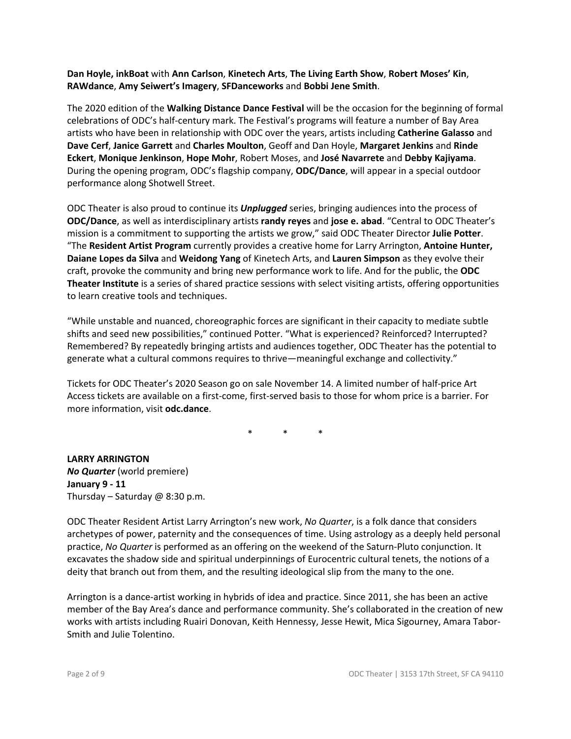**Dan Hoyle, inkBoat** with **Ann Carlson**, **Kinetech Arts**, **The Living Earth Show**, **Robert Moses' Kin**, **RAWdance**, **Amy Seiwert's Imagery**, **SFDanceworks** and **Bobbi Jene Smith**.

The 2020 edition of the **Walking Distance Dance Festival** will be the occasion for the beginning of formal celebrations of ODC's half-century mark. The Festival's programs will feature a number of Bay Area artists who have been in relationship with ODC over the years, artists including **Catherine Galasso** and **Dave Cerf**, **Janice Garrett** and **Charles Moulton**, Geoff and Dan Hoyle, **Margaret Jenkins** and **Rinde Eckert**, **Monique Jenkinson**, **Hope Mohr**, Robert Moses, and **José Navarrete** and **Debby Kajiyama**. During the opening program, ODC's flagship company, **ODC/Dance**, will appear in a special outdoor performance along Shotwell Street.

ODC Theater is also proud to continue its ***Unplugged*** series, bringing audiences into the process of **ODC/Dance**, as well as interdisciplinary artists **randy reyes** and **jose e. abad**. "Central to ODC Theater's mission is a commitment to supporting the artists we grow," said ODC Theater Director **Julie Potter**. "The **Resident Artist Program** currently provides a creative home for Larry Arrington, **Antoine Hunter, Daiane Lopes da Silva** and **Weidong Yang** of Kinetech Arts, and **Lauren Simpson** as they evolve their craft, provoke the community and bring new performance work to life. And for the public, the **ODC Theater Institute** is a series of shared practice sessions with select visiting artists, offering opportunities to learn creative tools and techniques.

"While unstable and nuanced, choreographic forces are significant in their capacity to mediate subtle shifts and seed new possibilities," continued Potter. "What is experienced? Reinforced? Interrupted? Remembered? By repeatedly bringing artists and audiences together, ODC Theater has the potential to generate what a cultural commons requires to thrive—meaningful exchange and collectivity."

Tickets for ODC Theater's 2020 Season go on sale November 14. A limited number of half-price Art Access tickets are available on a first-come, first-served basis to those for whom price is a barrier. For more information, visit **odc.dance**.

\* \* \*

**LARRY ARRINGTON**
***No Quarter*** (world premiere)
**January 9 - 11**
Thursday – Saturday @ 8:30 p.m.

ODC Theater Resident Artist Larry Arrington's new work, *No Quarter*, is a folk dance that considers archetypes of power, paternity and the consequences of time. Using astrology as a deeply held personal practice, *No Quarter* is performed as an offering on the weekend of the Saturn-Pluto conjunction. It excavates the shadow side and spiritual underpinnings of Eurocentric cultural tenets, the notions of a deity that branch out from them, and the resulting ideological slip from the many to the one.

Arrington is a dance-artist working in hybrids of idea and practice. Since 2011, she has been an active member of the Bay Area's dance and performance community. She's collaborated in the creation of new works with artists including Ruairi Donovan, Keith Hennessy, Jesse Hewit, Mica Sigourney, Amara Tabor-Smith and Julie Tolentino.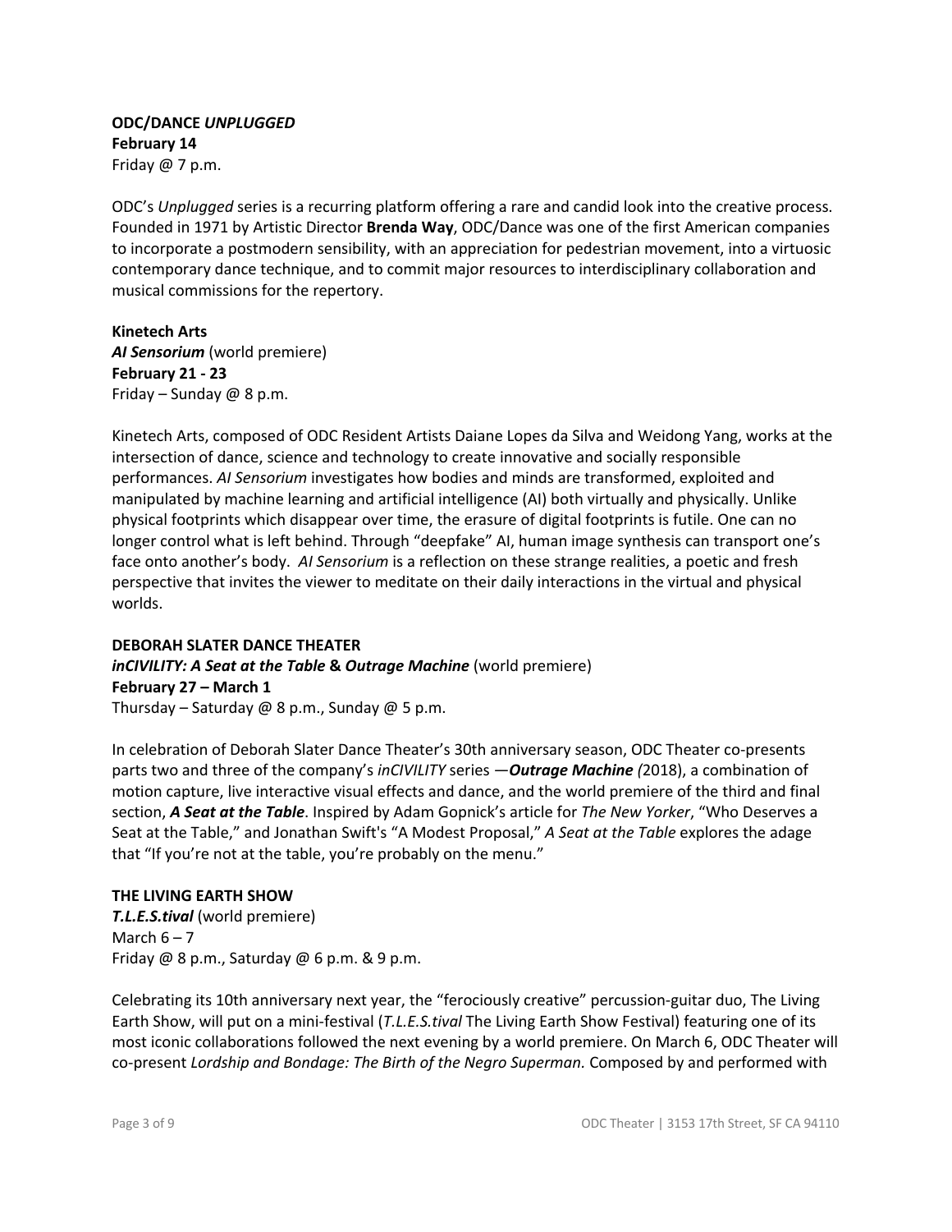**ODC/DANCE *UNPLUGGED***
**February 14**
Friday @ 7 p.m.

ODC's *Unplugged* series is a recurring platform offering a rare and candid look into the creative process. Founded in 1971 by Artistic Director **Brenda Way**, ODC/Dance was one of the first American companies to incorporate a postmodern sensibility, with an appreciation for pedestrian movement, into a virtuosic contemporary dance technique, and to commit major resources to interdisciplinary collaboration and musical commissions for the repertory.

**Kinetech Arts**
***AI Sensorium*** (world premiere)
**February 21 - 23**
Friday – Sunday @ 8 p.m.

Kinetech Arts, composed of ODC Resident Artists Daiane Lopes da Silva and Weidong Yang, works at the intersection of dance, science and technology to create innovative and socially responsible performances. *AI Sensorium* investigates how bodies and minds are transformed, exploited and manipulated by machine learning and artificial intelligence (AI) both virtually and physically. Unlike physical footprints which disappear over time, the erasure of digital footprints is futile. One can no longer control what is left behind. Through "deepfake" AI, human image synthesis can transport one's face onto another's body. *AI Sensorium* is a reflection on these strange realities, a poetic and fresh perspective that invites the viewer to meditate on their daily interactions in the virtual and physical worlds.

**DEBORAH SLATER DANCE THEATER**
***inCIVILITY: A Seat at the Table* & *Outrage Machine*** (world premiere)
**February 27 – March 1**
Thursday – Saturday @ 8 p.m., Sunday @ 5 p.m.

In celebration of Deborah Slater Dance Theater's 30th anniversary season, ODC Theater co-presents parts two and three of the company's *inCIVILITY* series —***Outrage Machine*** *(*2018), a combination of motion capture, live interactive visual effects and dance, and the world premiere of the third and final section, ***A Seat at the Table***. Inspired by Adam Gopnick's article for *The New Yorker*, "Who Deserves a Seat at the Table," and Jonathan Swift's "A Modest Proposal," *A Seat at the Table* explores the adage that "If you're not at the table, you're probably on the menu."

**THE LIVING EARTH SHOW**
***T.L.E.S.tival*** (world premiere)
March 6 – 7
Friday @ 8 p.m., Saturday @ 6 p.m. & 9 p.m.

Celebrating its 10th anniversary next year, the "ferociously creative" percussion-guitar duo, The Living Earth Show, will put on a mini-festival (*T.L.E.S.tival* The Living Earth Show Festival) featuring one of its most iconic collaborations followed the next evening by a world premiere. On March 6, ODC Theater will co-present *Lordship and Bondage: The Birth of the Negro Superman.* Composed by and performed with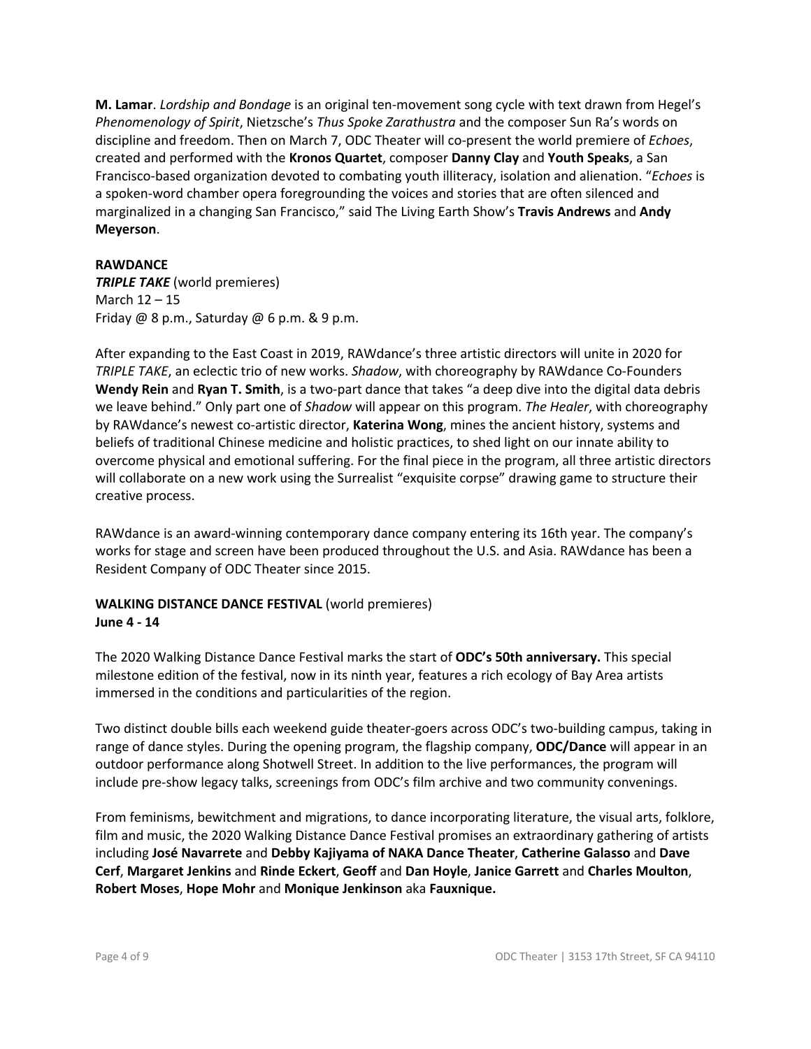**M. Lamar**. *Lordship and Bondage* is an original ten-movement song cycle with text drawn from Hegel's *Phenomenology of Spirit*, Nietzsche's *Thus Spoke Zarathustra* and the composer Sun Ra's words on discipline and freedom. Then on March 7, ODC Theater will co-present the world premiere of *Echoes*, created and performed with the **Kronos Quartet**, composer **Danny Clay** and **Youth Speaks**, a San Francisco-based organization devoted to combating youth illiteracy, isolation and alienation. "*Echoes* is a spoken-word chamber opera foregrounding the voices and stories that are often silenced and marginalized in a changing San Francisco," said The Living Earth Show's **Travis Andrews** and **Andy Meyerson**.

**RAWDANCE**
***TRIPLE TAKE*** (world premieres)
March 12 – 15
Friday @ 8 p.m., Saturday @ 6 p.m. & 9 p.m.

After expanding to the East Coast in 2019, RAWdance's three artistic directors will unite in 2020 for *TRIPLE TAKE*, an eclectic trio of new works. *Shadow*, with choreography by RAWdance Co-Founders **Wendy Rein** and **Ryan T. Smith**, is a two-part dance that takes "a deep dive into the digital data debris we leave behind." Only part one of *Shadow* will appear on this program. *The Healer*, with choreography by RAWdance's newest co-artistic director, **Katerina Wong**, mines the ancient history, systems and beliefs of traditional Chinese medicine and holistic practices, to shed light on our innate ability to overcome physical and emotional suffering. For the final piece in the program, all three artistic directors will collaborate on a new work using the Surrealist "exquisite corpse" drawing game to structure their creative process.

RAWdance is an award-winning contemporary dance company entering its 16th year. The company's works for stage and screen have been produced throughout the U.S. and Asia. RAWdance has been a Resident Company of ODC Theater since 2015.

**WALKING DISTANCE DANCE FESTIVAL** (world premieres)
**June 4 - 14**

The 2020 Walking Distance Dance Festival marks the start of **ODC's 50th anniversary.** This special milestone edition of the festival, now in its ninth year, features a rich ecology of Bay Area artists immersed in the conditions and particularities of the region.

Two distinct double bills each weekend guide theater-goers across ODC's two-building campus, taking in range of dance styles. During the opening program, the flagship company, **ODC/Dance** will appear in an outdoor performance along Shotwell Street. In addition to the live performances, the program will include pre-show legacy talks, screenings from ODC's film archive and two community convenings.

From feminisms, bewitchment and migrations, to dance incorporating literature, the visual arts, folklore, film and music, the 2020 Walking Distance Dance Festival promises an extraordinary gathering of artists including **José Navarrete** and **Debby Kajiyama of NAKA Dance Theater**, **Catherine Galasso** and **Dave Cerf**, **Margaret Jenkins** and **Rinde Eckert**, **Geoff** and **Dan Hoyle**, **Janice Garrett** and **Charles Moulton**, **Robert Moses**, **Hope Mohr** and **Monique Jenkinson** aka **Fauxnique.**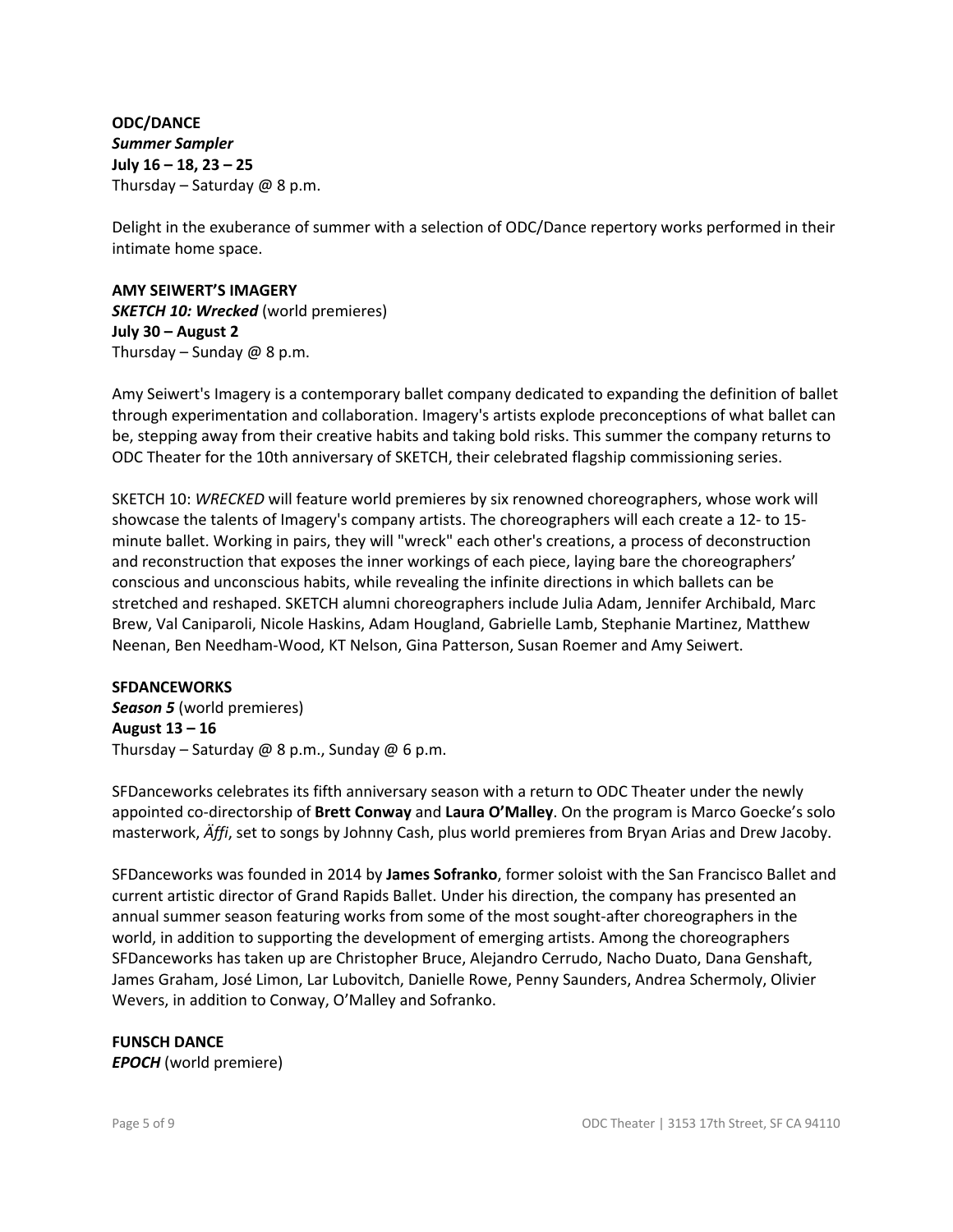**ODC/DANCE**
***Summer Sampler***
**July 16 – 18, 23 – 25**
Thursday – Saturday @ 8 p.m.

Delight in the exuberance of summer with a selection of ODC/Dance repertory works performed in their intimate home space.

**AMY SEIWERT'S IMAGERY**
***SKETCH 10: Wrecked*** (world premieres)
**July 30 – August 2**
Thursday – Sunday @ 8 p.m.

Amy Seiwert's Imagery is a contemporary ballet company dedicated to expanding the definition of ballet through experimentation and collaboration. Imagery's artists explode preconceptions of what ballet can be, stepping away from their creative habits and taking bold risks. This summer the company returns to ODC Theater for the 10th anniversary of SKETCH, their celebrated flagship commissioning series.

SKETCH 10: *WRECKED* will feature world premieres by six renowned choreographers, whose work will showcase the talents of Imagery's company artists. The choreographers will each create a 12- to 15-minute ballet. Working in pairs, they will "wreck" each other's creations, a process of deconstruction and reconstruction that exposes the inner workings of each piece, laying bare the choreographers' conscious and unconscious habits, while revealing the infinite directions in which ballets can be stretched and reshaped. SKETCH alumni choreographers include Julia Adam, Jennifer Archibald, Marc Brew, Val Caniparoli, Nicole Haskins, Adam Hougland, Gabrielle Lamb, Stephanie Martinez, Matthew Neenan, Ben Needham-Wood, KT Nelson, Gina Patterson, Susan Roemer and Amy Seiwert.

**SFDANCEWORKS**
***Season 5*** (world premieres)
**August 13 – 16**
Thursday – Saturday @ 8 p.m., Sunday @ 6 p.m.

SFDanceworks celebrates its fifth anniversary season with a return to ODC Theater under the newly appointed co-directorship of **Brett Conway** and **Laura O'Malley**. On the program is Marco Goecke's solo masterwork, *Äffi*, set to songs by Johnny Cash, plus world premieres from Bryan Arias and Drew Jacoby.

SFDanceworks was founded in 2014 by **James Sofranko**, former soloist with the San Francisco Ballet and current artistic director of Grand Rapids Ballet. Under his direction, the company has presented an annual summer season featuring works from some of the most sought-after choreographers in the world, in addition to supporting the development of emerging artists. Among the choreographers SFDanceworks has taken up are Christopher Bruce, Alejandro Cerrudo, Nacho Duato, Dana Genshaft, James Graham, José Limon, Lar Lubovitch, Danielle Rowe, Penny Saunders, Andrea Schermoly, Olivier Wevers, in addition to Conway, O'Malley and Sofranko.

**FUNSCH DANCE**
***EPOCH*** (world premiere)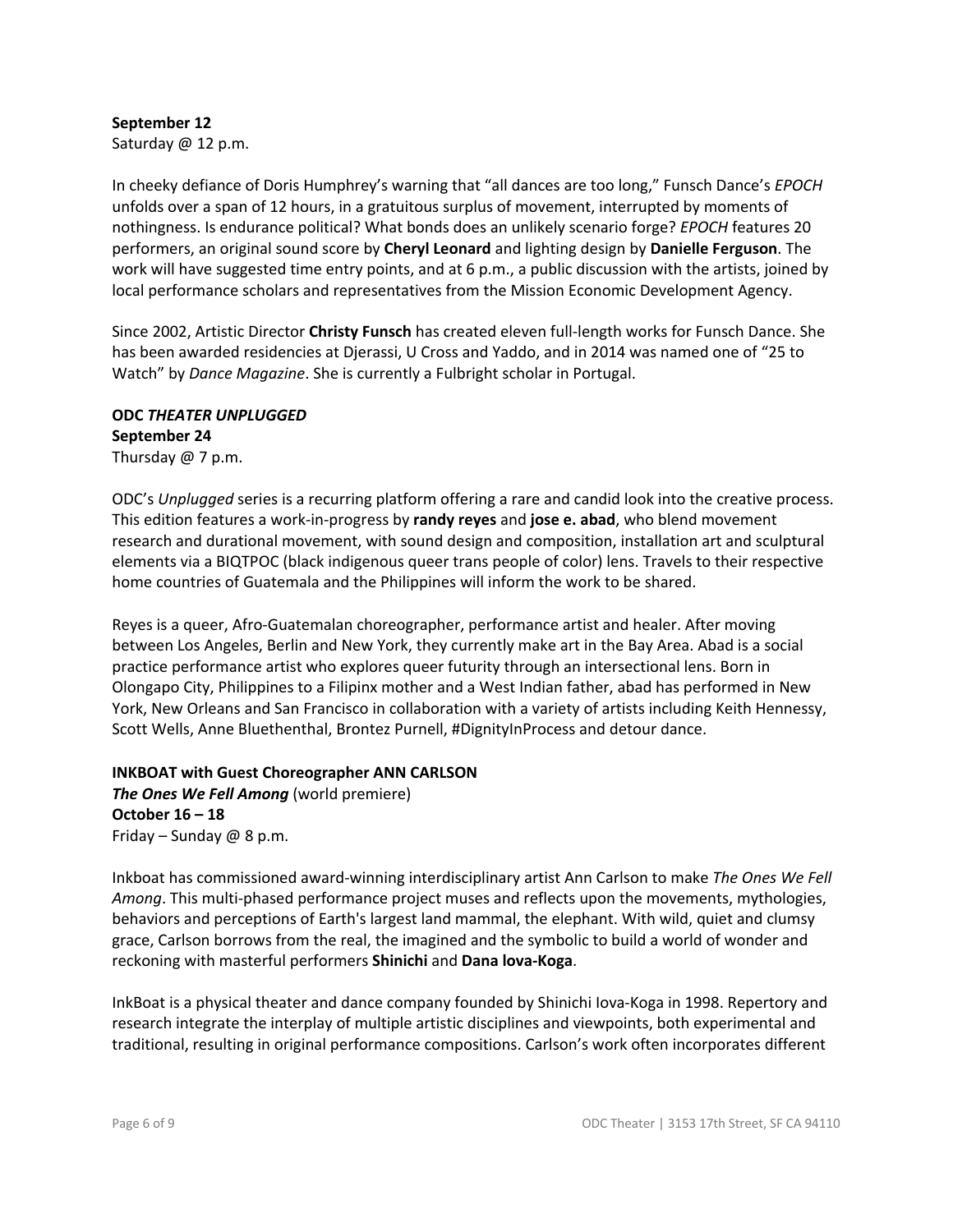**September 12**
Saturday @ 12 p.m.

In cheeky defiance of Doris Humphrey's warning that "all dances are too long," Funsch Dance's *EPOCH* unfolds over a span of 12 hours, in a gratuitous surplus of movement, interrupted by moments of nothingness. Is endurance political? What bonds does an unlikely scenario forge? *EPOCH* features 20 performers, an original sound score by **Cheryl Leonard** and lighting design by **Danielle Ferguson**. The work will have suggested time entry points, and at 6 p.m., a public discussion with the artists, joined by local performance scholars and representatives from the Mission Economic Development Agency.

Since 2002, Artistic Director **Christy Funsch** has created eleven full-length works for Funsch Dance. She has been awarded residencies at Djerassi, U Cross and Yaddo, and in 2014 was named one of "25 to Watch" by *Dance Magazine*. She is currently a Fulbright scholar in Portugal.

**ODC *THEATER UNPLUGGED***
**September 24**
Thursday @ 7 p.m.

ODC's *Unplugged* series is a recurring platform offering a rare and candid look into the creative process. This edition features a work-in-progress by **randy reyes** and **jose e. abad**, who blend movement research and durational movement, with sound design and composition, installation art and sculptural elements via a BIQTPOC (black indigenous queer trans people of color) lens. Travels to their respective home countries of Guatemala and the Philippines will inform the work to be shared.

Reyes is a queer, Afro-Guatemalan choreographer, performance artist and healer. After moving between Los Angeles, Berlin and New York, they currently make art in the Bay Area. Abad is a social practice performance artist who explores queer futurity through an intersectional lens. Born in Olongapo City, Philippines to a Filipinx mother and a West Indian father, abad has performed in New York, New Orleans and San Francisco in collaboration with a variety of artists including Keith Hennessy, Scott Wells, Anne Bluethenthal, Brontez Purnell, #DignityInProcess and detour dance.

**INKBOAT with Guest Choreographer ANN CARLSON**
***The Ones We Fell Among*** (world premiere)
**October 16 – 18**
Friday – Sunday @ 8 p.m.

Inkboat has commissioned award-winning interdisciplinary artist Ann Carlson to make *The Ones We Fell Among*. This multi-phased performance project muses and reflects upon the movements, mythologies, behaviors and perceptions of Earth's largest land mammal, the elephant. With wild, quiet and clumsy grace, Carlson borrows from the real, the imagined and the symbolic to build a world of wonder and reckoning with masterful performers **Shinichi** and **Dana Iova-Koga**.

InkBoat is a physical theater and dance company founded by Shinichi Iova-Koga in 1998. Repertory and research integrate the interplay of multiple artistic disciplines and viewpoints, both experimental and traditional, resulting in original performance compositions. Carlson's work often incorporates different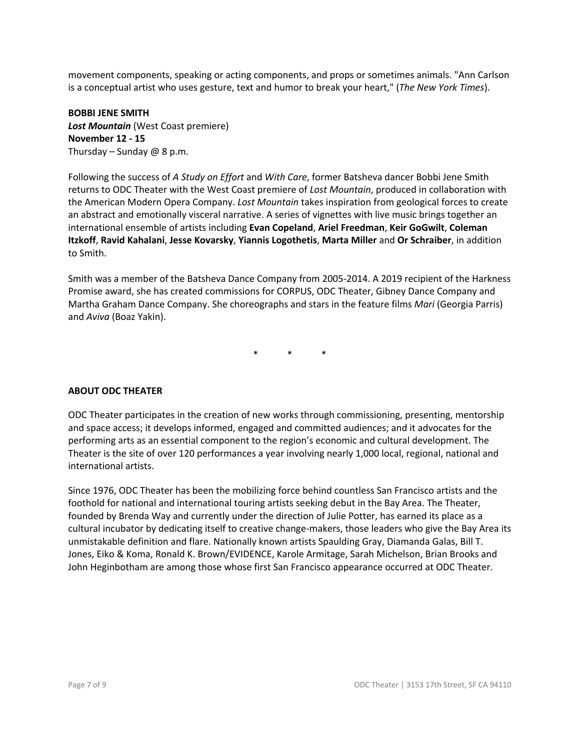movement components, speaking or acting components, and props or sometimes animals. "Ann Carlson is a conceptual artist who uses gesture, text and humor to break your heart," (*The New York Times*).

**BOBBI JENE SMITH**
***Lost Mountain*** (West Coast premiere)
**November 12 - 15**
Thursday – Sunday @ 8 p.m.

Following the success of *A Study on Effort* and *With Care*, former Batsheva dancer Bobbi Jene Smith returns to ODC Theater with the West Coast premiere of *Lost Mountain*, produced in collaboration with the American Modern Opera Company. *Lost Mountain* takes inspiration from geological forces to create an abstract and emotionally visceral narrative. A series of vignettes with live music brings together an international ensemble of artists including **Evan Copeland**, **Ariel Freedman**, **Keir GoGwilt**, **Coleman Itzkoff**, **Ravid Kahalani**, **Jesse Kovarsky**, **Yiannis Logothetis**, **Marta Miller** and **Or Schraiber**, in addition to Smith.

Smith was a member of the Batsheva Dance Company from 2005-2014. A 2019 recipient of the Harkness Promise award, she has created commissions for CORPUS, ODC Theater, Gibney Dance Company and Martha Graham Dance Company. She choreographs and stars in the feature films *Mari* (Georgia Parris) and *Aviva* (Boaz Yakin).

\* \* \*

**ABOUT ODC THEATER**

ODC Theater participates in the creation of new works through commissioning, presenting, mentorship and space access; it develops informed, engaged and committed audiences; and it advocates for the performing arts as an essential component to the region's economic and cultural development. The Theater is the site of over 120 performances a year involving nearly 1,000 local, regional, national and international artists.

Since 1976, ODC Theater has been the mobilizing force behind countless San Francisco artists and the foothold for national and international touring artists seeking debut in the Bay Area. The Theater, founded by Brenda Way and currently under the direction of Julie Potter, has earned its place as a cultural incubator by dedicating itself to creative change-makers, those leaders who give the Bay Area its unmistakable definition and flare. Nationally known artists Spaulding Gray, Diamanda Galas, Bill T. Jones, Eiko & Koma, Ronald K. Brown/EVIDENCE, Karole Armitage, Sarah Michelson, Brian Brooks and John Heginbotham are among those whose first San Francisco appearance occurred at ODC Theater.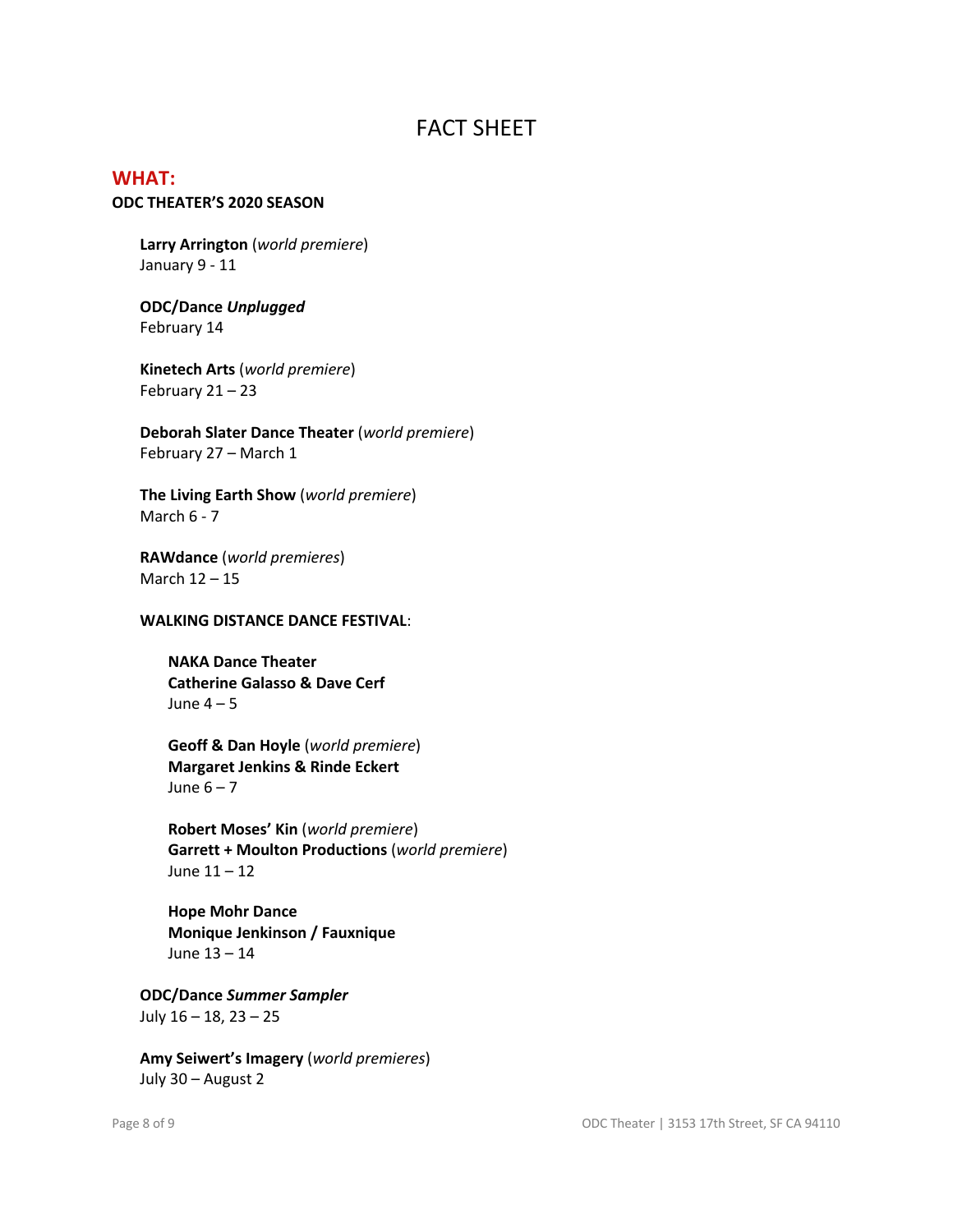# FACT SHEET

## WHAT:

**ODC THEATER'S 2020 SEASON**

**Larry Arrington** (*world premiere*)
January 9 - 11

**ODC/Dance *Unplugged***
February 14

**Kinetech Arts** (*world premiere*)
February 21 – 23

**Deborah Slater Dance Theater** (*world premiere*)
February 27 – March 1

**The Living Earth Show** (*world premiere*)
March 6 - 7

**RAWdance** (*world premieres*)
March 12 – 15

**WALKING DISTANCE DANCE FESTIVAL**:

> **NAKA Dance Theater**
> **Catherine Galasso & Dave Cerf**
> June 4 – 5
>
> **Geoff & Dan Hoyle** (*world premiere*)
> **Margaret Jenkins & Rinde Eckert**
> June 6 – 7
>
> **Robert Moses' Kin** (*world premiere*)
> **Garrett + Moulton Productions** (*world premiere*)
> June 11 – 12
>
> **Hope Mohr Dance**
> **Monique Jenkinson / Fauxnique**
> June 13 – 14

**ODC/Dance *Summer Sampler***
July 16 – 18, 23 – 25

**Amy Seiwert's Imagery** (*world premieres*)
July 30 – August 2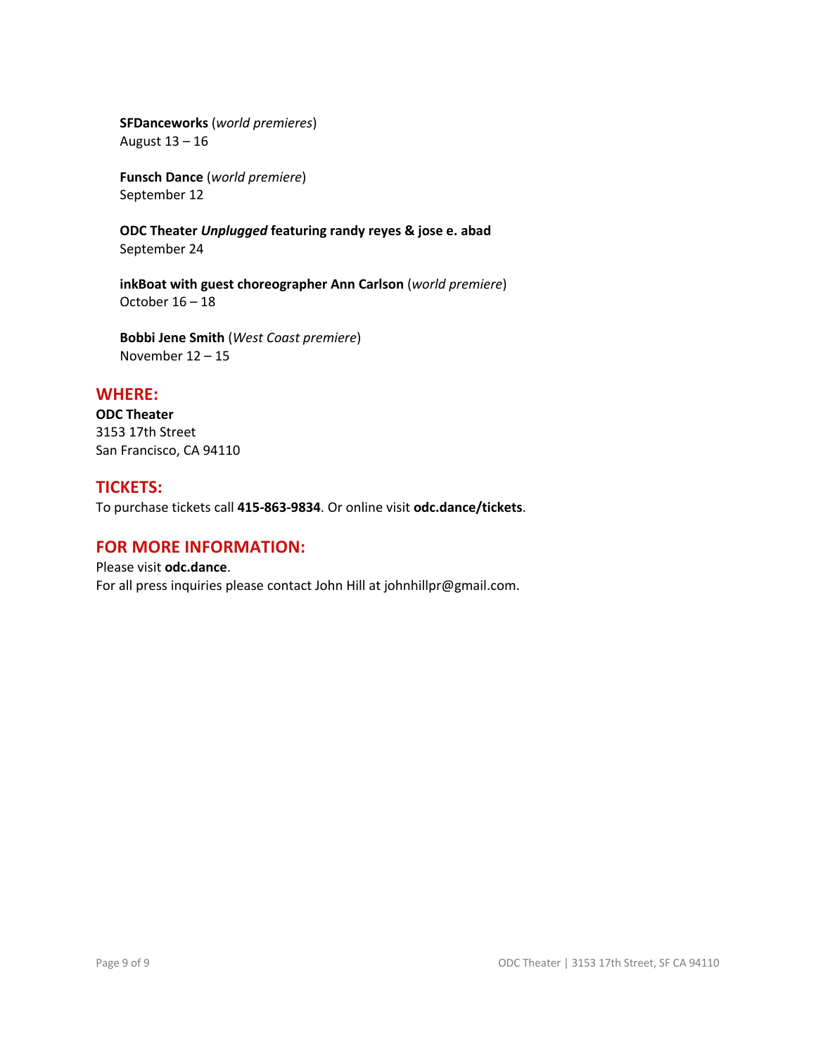**SFDanceworks** (*world premieres*)
August 13 – 16

**Funsch Dance** (*world premiere*)
September 12

**ODC Theater *Unplugged* featuring randy reyes & jose e. abad**
September 24

**inkBoat with guest choreographer Ann Carlson** (*world premiere*)
October 16 – 18

**Bobbi Jene Smith** (*West Coast premiere*)
November 12 – 15

## WHERE:

**ODC Theater**
3153 17th Street
San Francisco, CA 94110

## TICKETS:

To purchase tickets call **415-863-9834**. Or online visit **odc.dance/tickets**.

## FOR MORE INFORMATION:

Please visit **odc.dance**.
For all press inquiries please contact John Hill at johnhillpr@gmail.com.